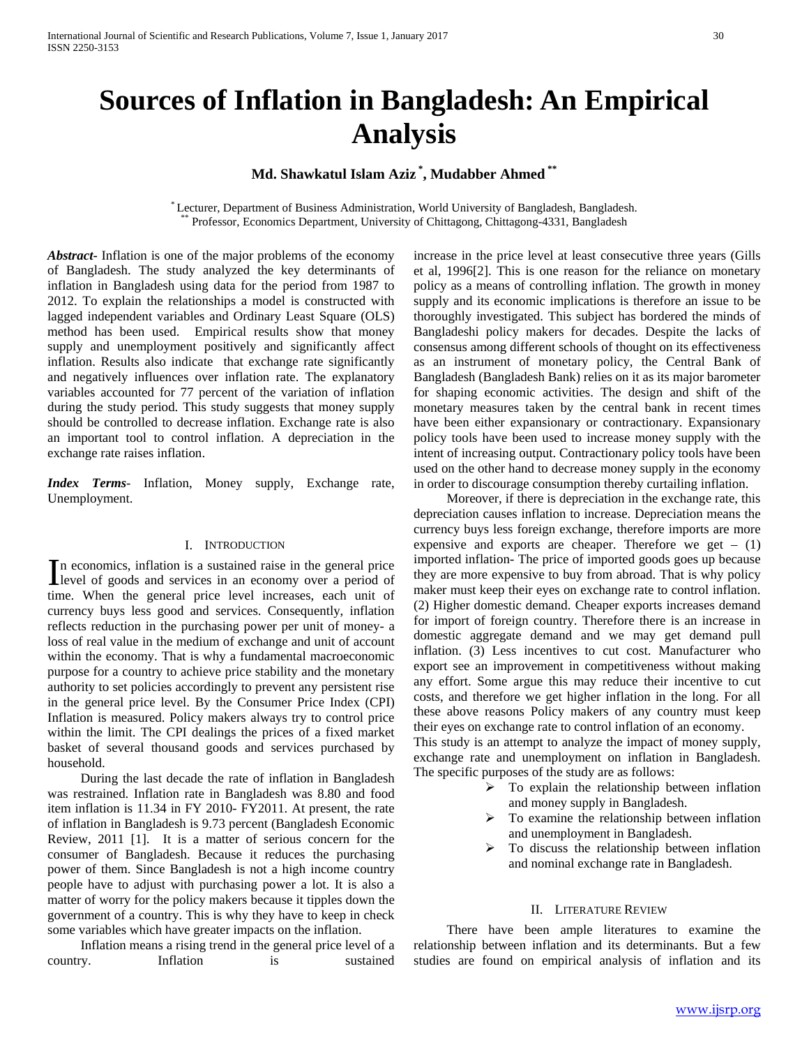# Sources of Inflation in Bangladesh: An Empirical Analysis

**Md. Shawkatul Islam Aziz [*], Mudabber Ahmed [**]**

[*] Lecturer, Department of Business Administration, World University of Bangladesh, Bangladesh.
[**] Professor, Economics Department, University of Chittagong, Chittagong-4331, Bangladesh

***Abstract-*** Inflation is one of the major problems of the economy of Bangladesh. The study analyzed the key determinants of inflation in Bangladesh using data for the period from 1987 to 2012. To explain the relationships a model is constructed with lagged independent variables and Ordinary Least Square (OLS) method has been used. Empirical results show that money supply and unemployment positively and significantly affect inflation. Results also indicate that exchange rate significantly and negatively influences over inflation rate. The explanatory variables accounted for 77 percent of the variation of inflation during the study period. This study suggests that money supply should be controlled to decrease inflation. Exchange rate is also an important tool to control inflation. A depreciation in the exchange rate raises inflation.

***Index Terms*-** Inflation, Money supply, Exchange rate, Unemployment.

## I. Introduction

In economics, inflation is a sustained raise in the general price level of goods and services in an economy over a period of time. When the general price level increases, each unit of currency buys less good and services. Consequently, inflation reflects reduction in the purchasing power per unit of money- a loss of real value in the medium of exchange and unit of account within the economy. That is why a fundamental macroeconomic purpose for a country to achieve price stability and the monetary authority to set policies accordingly to prevent any persistent rise in the general price level. By the Consumer Price Index (CPI) Inflation is measured. Policy makers always try to control price within the limit. The CPI dealings the prices of a fixed market basket of several thousand goods and services purchased by household.

During the last decade the rate of inflation in Bangladesh was restrained. Inflation rate in Bangladesh was 8.80 and food item inflation is 11.34 in FY 2010- FY2011. At present, the rate of inflation in Bangladesh is 9.73 percent (Bangladesh Economic Review, 2011 [1]. It is a matter of serious concern for the consumer of Bangladesh. Because it reduces the purchasing power of them. Since Bangladesh is not a high income country people have to adjust with purchasing power a lot. It is also a matter of worry for the policy makers because it tipples down the government of a country. This is why they have to keep in check some variables which have greater impacts on the inflation.

Inflation means a rising trend in the general price level of a country. Inflation is sustained increase in the price level at least consecutive three years (Gills et al, 1996[2]. This is one reason for the reliance on monetary policy as a means of controlling inflation. The growth in money supply and its economic implications is therefore an issue to be thoroughly investigated. This subject has bordered the minds of Bangladeshi policy makers for decades. Despite the lacks of consensus among different schools of thought on its effectiveness as an instrument of monetary policy, the Central Bank of Bangladesh (Bangladesh Bank) relies on it as its major barometer for shaping economic activities. The design and shift of the monetary measures taken by the central bank in recent times have been either expansionary or contractionary. Expansionary policy tools have been used to increase money supply with the intent of increasing output. Contractionary policy tools have been used on the other hand to decrease money supply in the economy in order to discourage consumption thereby curtailing inflation.

Moreover, if there is depreciation in the exchange rate, this depreciation causes inflation to increase. Depreciation means the currency buys less foreign exchange, therefore imports are more expensive and exports are cheaper. Therefore we get – (1) imported inflation- The price of imported goods goes up because they are more expensive to buy from abroad. That is why policy maker must keep their eyes on exchange rate to control inflation. (2) Higher domestic demand. Cheaper exports increases demand for import of foreign country. Therefore there is an increase in domestic aggregate demand and we may get demand pull inflation. (3) Less incentives to cut cost. Manufacturer who export see an improvement in competitiveness without making any effort. Some argue this may reduce their incentive to cut costs, and therefore we get higher inflation in the long. For all these above reasons Policy makers of any country must keep their eyes on exchange rate to control inflation of an economy.

This study is an attempt to analyze the impact of money supply, exchange rate and unemployment on inflation in Bangladesh. The specific purposes of the study are as follows:

- To explain the relationship between inflation and money supply in Bangladesh.
- To examine the relationship between inflation and unemployment in Bangladesh.
- To discuss the relationship between inflation and nominal exchange rate in Bangladesh.

## II. Literature Review

There have been ample literatures to examine the relationship between inflation and its determinants. But a few studies are found on empirical analysis of inflation and its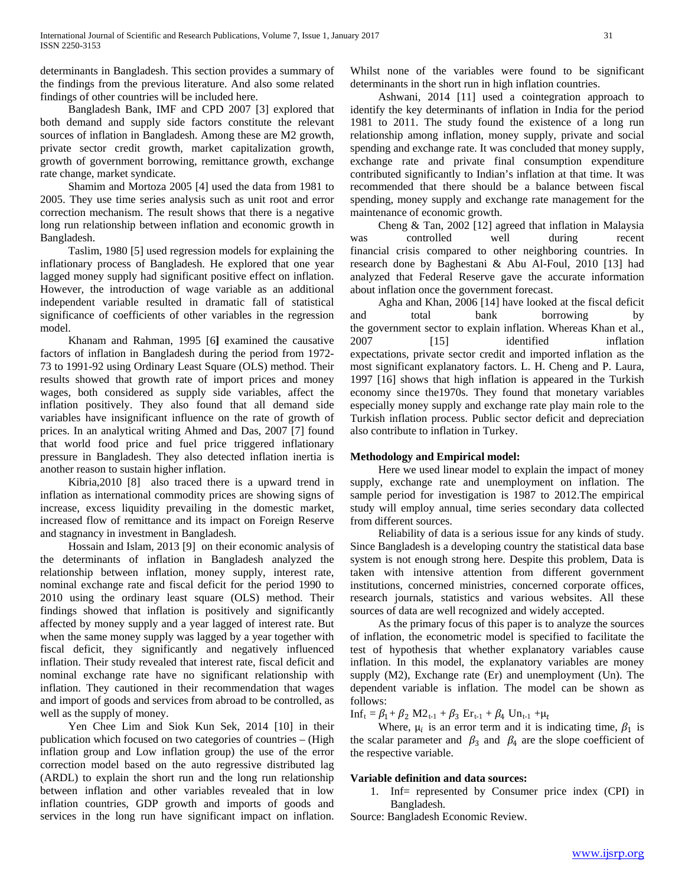determinants in Bangladesh. This section provides a summary of the findings from the previous literature. And also some related findings of other countries will be included here.

Bangladesh Bank, IMF and CPD 2007 [3] explored that both demand and supply side factors constitute the relevant sources of inflation in Bangladesh. Among these are M2 growth, private sector credit growth, market capitalization growth, growth of government borrowing, remittance growth, exchange rate change, market syndicate.

Shamim and Mortoza 2005 [4] used the data from 1981 to 2005. They use time series analysis such as unit root and error correction mechanism. The result shows that there is a negative long run relationship between inflation and economic growth in Bangladesh.

Taslim, 1980 [5] used regression models for explaining the inflationary process of Bangladesh. He explored that one year lagged money supply had significant positive effect on inflation. However, the introduction of wage variable as an additional independent variable resulted in dramatic fall of statistical significance of coefficients of other variables in the regression model.

Khanam and Rahman, 1995 [6] examined the causative factors of inflation in Bangladesh during the period from 1972-73 to 1991-92 using Ordinary Least Square (OLS) method. Their results showed that growth rate of import prices and money wages, both considered as supply side variables, affect the inflation positively. They also found that all demand side variables have insignificant influence on the rate of growth of prices. In an analytical writing Ahmed and Das, 2007 [7] found that world food price and fuel price triggered inflationary pressure in Bangladesh. They also detected inflation inertia is another reason to sustain higher inflation.

Kibria,2010 [8] also traced there is a upward trend in inflation as international commodity prices are showing signs of increase, excess liquidity prevailing in the domestic market, increased flow of remittance and its impact on Foreign Reserve and stagnancy in investment in Bangladesh.

Hossain and Islam, 2013 [9] on their economic analysis of the determinants of inflation in Bangladesh analyzed the relationship between inflation, money supply, interest rate, nominal exchange rate and fiscal deficit for the period 1990 to 2010 using the ordinary least square (OLS) method. Their findings showed that inflation is positively and significantly affected by money supply and a year lagged of interest rate. But when the same money supply was lagged by a year together with fiscal deficit, they significantly and negatively influenced inflation. Their study revealed that interest rate, fiscal deficit and nominal exchange rate have no significant relationship with inflation. They cautioned in their recommendation that wages and import of goods and services from abroad to be controlled, as well as the supply of money.

Yen Chee Lim and Siok Kun Sek, 2014 [10] in their publication which focused on two categories of countries – (High inflation group and Low inflation group) the use of the error correction model based on the auto regressive distributed lag (ARDL) to explain the short run and the long run relationship between inflation and other variables revealed that in low inflation countries, GDP growth and imports of goods and services in the long run have significant impact on inflation. Whilst none of the variables were found to be significant determinants in the short run in high inflation countries.

Ashwani, 2014 [11] used a cointegration approach to identify the key determinants of inflation in India for the period 1981 to 2011. The study found the existence of a long run relationship among inflation, money supply, private and social spending and exchange rate. It was concluded that money supply, exchange rate and private final consumption expenditure contributed significantly to Indian's inflation at that time. It was recommended that there should be a balance between fiscal spending, money supply and exchange rate management for the maintenance of economic growth.

Cheng & Tan, 2002 [12] agreed that inflation in Malaysia was controlled well during recent financial crisis compared to other neighboring countries. In research done by Baghestani & Abu Al-Foul, 2010 [13] had analyzed that Federal Reserve gave the accurate information about inflation once the government forecast.

Agha and Khan, 2006 [14] have looked at the fiscal deficit and total bank borrowing by the government sector to explain inflation. Whereas Khan et al., 2007 [15] identified inflation expectations, private sector credit and imported inflation as the most significant explanatory factors. L. H. Cheng and P. Laura, 1997 [16] shows that high inflation is appeared in the Turkish economy since the1970s. They found that monetary variables especially money supply and exchange rate play main role to the Turkish inflation process. Public sector deficit and depreciation also contribute to inflation in Turkey.

## Methodology and Empirical model:

Here we used linear model to explain the impact of money supply, exchange rate and unemployment on inflation. The sample period for investigation is 1987 to 2012.The empirical study will employ annual, time series secondary data collected from different sources.

Reliability of data is a serious issue for any kinds of study. Since Bangladesh is a developing country the statistical data base system is not enough strong here. Despite this problem, Data is taken with intensive attention from different government institutions, concerned ministries, concerned corporate offices, research journals, statistics and various websites. All these sources of data are well recognized and widely accepted.

As the primary focus of this paper is to analyze the sources of inflation, the econometric model is specified to facilitate the test of hypothesis that whether explanatory variables cause inflation. In this model, the explanatory variables are money supply (M2), Exchange rate (Er) and unemployment (Un). The dependent variable is inflation. The model can be shown as follows:

$$Inf_t = \beta_1 + \beta_2\ M2_{t-1} + \beta_3\ Er_{t-1} + \beta_4\ Un_{t-1} + \mu_t$$

Where, $\mu_i$ is an error term and it is indicating time, $\beta_1$ is the scalar parameter and $\beta_3$ and $\beta_4$ are the slope coefficient of the respective variable.

## Variable definition and data sources:

1. Inf= represented by Consumer price index (CPI) in Bangladesh.

Source: Bangladesh Economic Review.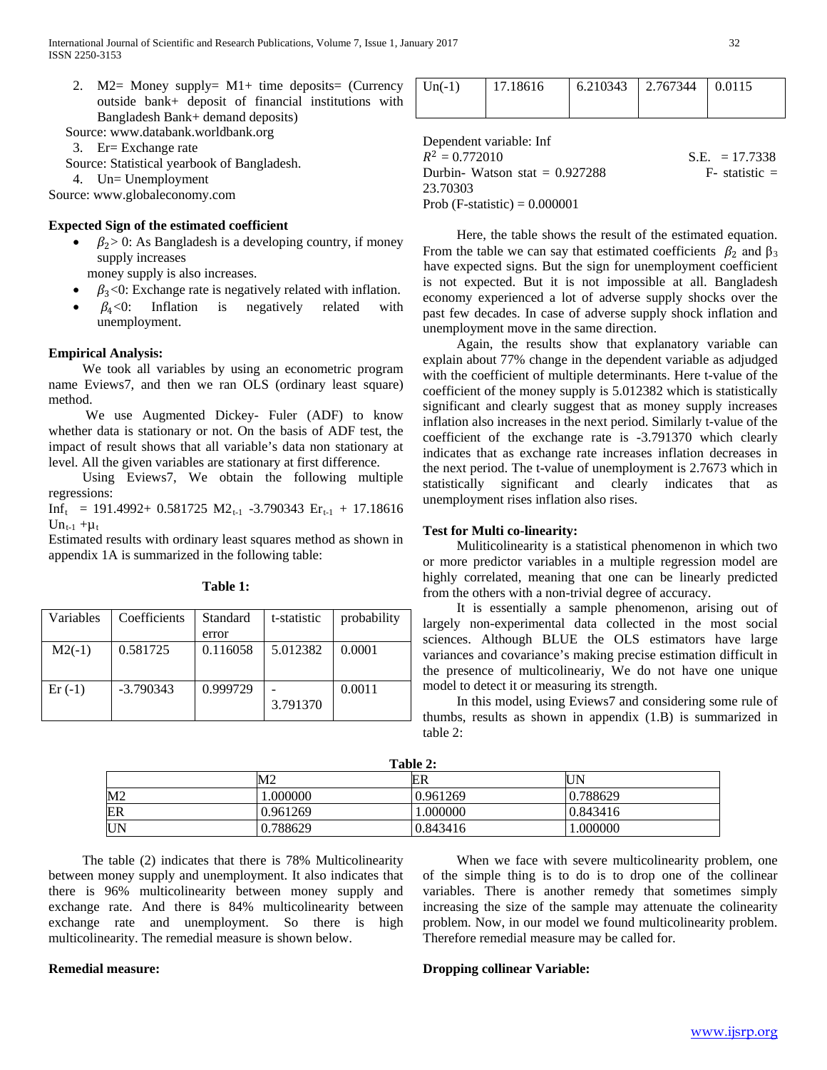2. M2= Money supply= M1+ time deposits= (Currency outside bank+ deposit of financial institutions with Bangladesh Bank+ demand deposits)

Source: www.databank.worldbank.org

3. Er= Exchange rate

Source: Statistical yearbook of Bangladesh.

4. Un= Unemployment

Source: www.globaleconomy.com

**Expected Sign of the estimated coefficient**

- $\beta_2 > 0$: As Bangladesh is a developing country, if money supply increases money supply is also increases.
- $\beta_3 < 0$: Exchange rate is negatively related with inflation.
- $\beta_4 < 0$: Inflation is negatively related with unemployment.

**Empirical Analysis:**

We took all variables by using an econometric program name Eviews7, and then we ran OLS (ordinary least square) method.

We use Augmented Dickey- Fuler (ADF) to know whether data is stationary or not. On the basis of ADF test, the impact of result shows that all variable's data non stationary at level. All the given variables are stationary at first difference.

Using Eviews7, We obtain the following multiple regressions:

$Inf_t = 191.4992 + 0.581725\ M2_{t-1} - 3.790343\ Er_{t-1} + 17.18616\ Un_{t-1} + \mu_t$

Estimated results with ordinary least squares method as shown in appendix 1A is summarized in the following table:

**Table 1:**

| Variables | Coefficients | Standard error | t-statistic | probability |
|---|---|---|---|---|
| M2(-1) | 0.581725 | 0.116058 | 5.012382 | 0.0001 |
| Er (-1) | -3.790343 | 0.999729 | -3.791370 | 0.0011 |
| Un(-1) | 17.18616 | 6.210343 | 2.767344 | 0.0115 |

Dependent variable: Inf

$R^2 = 0.772010$ S.E. = 17.7338

Durbin- Watson stat = 0.927288 F- statistic = 23.70303

Prob (F-statistic) = 0.000001

Here, the table shows the result of the estimated equation. From the table we can say that estimated coefficients $\beta_2$ and $\beta_3$ have expected signs. But the sign for unemployment coefficient is not expected. But it is not impossible at all. Bangladesh economy experienced a lot of adverse supply shocks over the past few decades. In case of adverse supply shock inflation and unemployment move in the same direction.

Again, the results show that explanatory variable can explain about 77% change in the dependent variable as adjudged with the coefficient of multiple determinants. Here t-value of the coefficient of the money supply is 5.012382 which is statistically significant and clearly suggest that as money supply increases inflation also increases in the next period. Similarly t-value of the coefficient of the exchange rate is -3.791370 which clearly indicates that as exchange rate increases inflation decreases in the next period. The t-value of unemployment is 2.7673 which in statistically significant and clearly indicates that as unemployment rises inflation also rises.

**Test for Multi co-linearity:**

Muliticolinearity is a statistical phenomenon in which two or more predictor variables in a multiple regression model are highly correlated, meaning that one can be linearly predicted from the others with a non-trivial degree of accuracy.

It is essentially a sample phenomenon, arising out of largely non-experimental data collected in the most social sciences. Although BLUE the OLS estimators have large variances and covariance's making precise estimation difficult in the presence of multicolineariy, We do not have one unique model to detect it or measuring its strength.

In this model, using Eviews7 and considering some rule of thumbs, results as shown in appendix (1.B) is summarized in table 2:

**Table 2:**

| | M2 | ER | UN |
|---|---|---|---|
| M2 | 1.000000 | 0.961269 | 0.788629 |
| ER | 0.961269 | 1.000000 | 0.843416 |
| UN | 0.788629 | 0.843416 | 1.000000 |

The table (2) indicates that there is 78% Multicolinearity between money supply and unemployment. It also indicates that there is 96% multicolinearity between money supply and exchange rate. And there is 84% multicolinearity between exchange rate and unemployment. So there is high multicolinearity. The remedial measure is shown below.

**Remedial measure:**

When we face with severe multicolinearity problem, one of the simple thing is to do is to drop one of the collinear variables. There is another remedy that sometimes simply increasing the size of the sample may attenuate the colinearity problem. Now, in our model we found multicolinearity problem. Therefore remedial measure may be called for.

**Dropping collinear Variable:**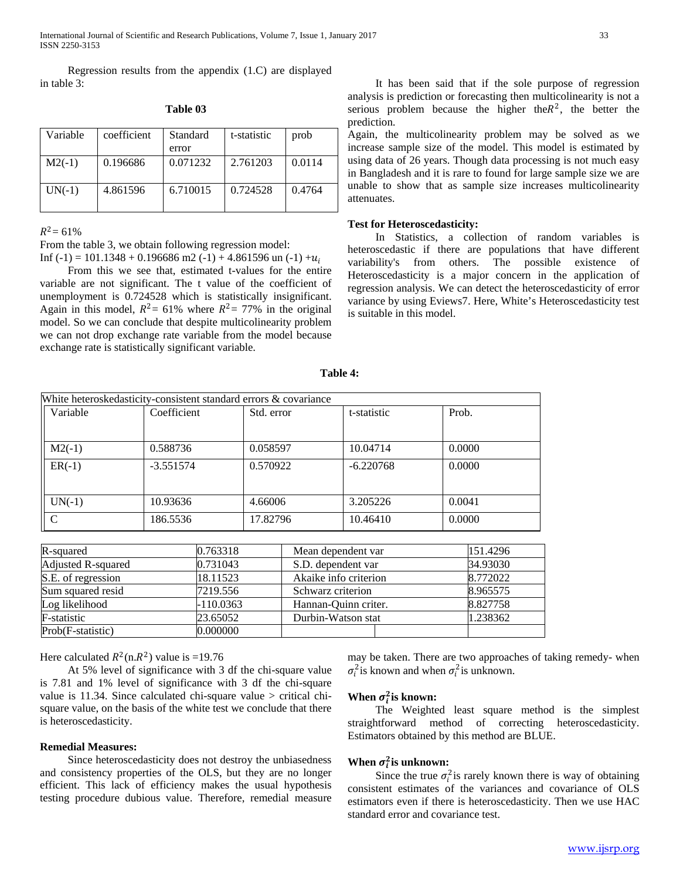Regression results from the appendix (1.C) are displayed in table 3:

**Table 03**

| Variable | coefficient | Standard error | t-statistic | prob |
|---|---|---|---|---|
| M2(-1) | 0.196686 | 0.071232 | 2.761203 | 0.0114 |
| UN(-1) | 4.861596 | 6.710015 | 0.724528 | 0.4764 |

$R^2$= 61%

From the table 3, we obtain following regression model:

Inf (-1) = 101.1348 + 0.196686 m2 (-1) + 4.861596 un (-1) +$u_i$

From this we see that, estimated t-values for the entire variable are not significant. The t value of the coefficient of unemployment is 0.724528 which is statistically insignificant. Again in this model, $R^2$= 61% where $R^2$= 77% in the original model. So we can conclude that despite multicolinearity problem we can not drop exchange rate variable from the model because exchange rate is statistically significant variable.

It has been said that if the sole purpose of regression analysis is prediction or forecasting then multicolinearity is not a serious problem because the higher the$R^2$, the better the prediction.

Again, the multicolinearity problem may be solved as we increase sample size of the model. This model is estimated by using data of 26 years. Though data processing is not much easy in Bangladesh and it is rare to found for large sample size we are unable to show that as sample size increases multicolinearity attenuates.

**Test for Heteroscedasticity:**

In Statistics, a collection of random variables is heteroscedastic if there are populations that have different variability's from others. The possible existence of Heteroscedasticity is a major concern in the application of regression analysis. We can detect the heteroscedasticity of error variance by using Eviews7. Here, White's Heteroscedasticity test is suitable in this model.

**Table 4:**

| White heteroskedasticity-consistent standard errors & covariance | | | | |
|---|---|---|---|---|
| Variable | Coefficient | Std. error | t-statistic | Prob. |
| M2(-1) | 0.588736 | 0.058597 | 10.04714 | 0.0000 |
| ER(-1) | -3.551574 | 0.570922 | -6.220768 | 0.0000 |
| UN(-1) | 10.93636 | 4.66006 | 3.205226 | 0.0041 |
| C | 186.5536 | 17.82796 | 10.46410 | 0.0000 |

| | | | |
|---|---|---|---|
| R-squared | 0.763318 | Mean dependent var | 151.4296 |
| Adjusted R-squared | 0.731043 | S.D. dependent var | 34.93030 |
| S.E. of regression | 18.11523 | Akaike info criterion | 8.772022 |
| Sum squared resid | 7219.556 | Schwarz criterion | 8.965575 |
| Log likelihood | -110.0363 | Hannan-Quinn criter. | 8.827758 |
| F-statistic | 23.65052 | Durbin-Watson stat | 1.238362 |
| Prob(F-statistic) | 0.000000 | | |

Here calculated $R^2$(n.$R^2$) value is =19.76

At 5% level of significance with 3 df the chi-square value is 7.81 and 1% level of significance with 3 df the chi-square value is 11.34. Since calculated chi-square value > critical chi-square value, on the basis of the white test we conclude that there is heteroscedasticity.

**Remedial Measures:**

Since heteroscedasticity does not destroy the unbiasedness and consistency properties of the OLS, but they are no longer efficient. This lack of efficiency makes the usual hypothesis testing procedure dubious value. Therefore, remedial measure may be taken. There are two approaches of taking remedy- when $\sigma_i^2$is known and when $\sigma_i^2$is unknown.

**When $\sigma_i^2$is known:**

The Weighted least square method is the simplest straightforward method of correcting heteroscedasticity. Estimators obtained by this method are BLUE.

**When $\sigma_i^2$is unknown:**

Since the true $\sigma_i^2$is rarely known there is way of obtaining consistent estimates of the variances and covariance of OLS estimators even if there is heteroscedasticity. Then we use HAC standard error and covariance test.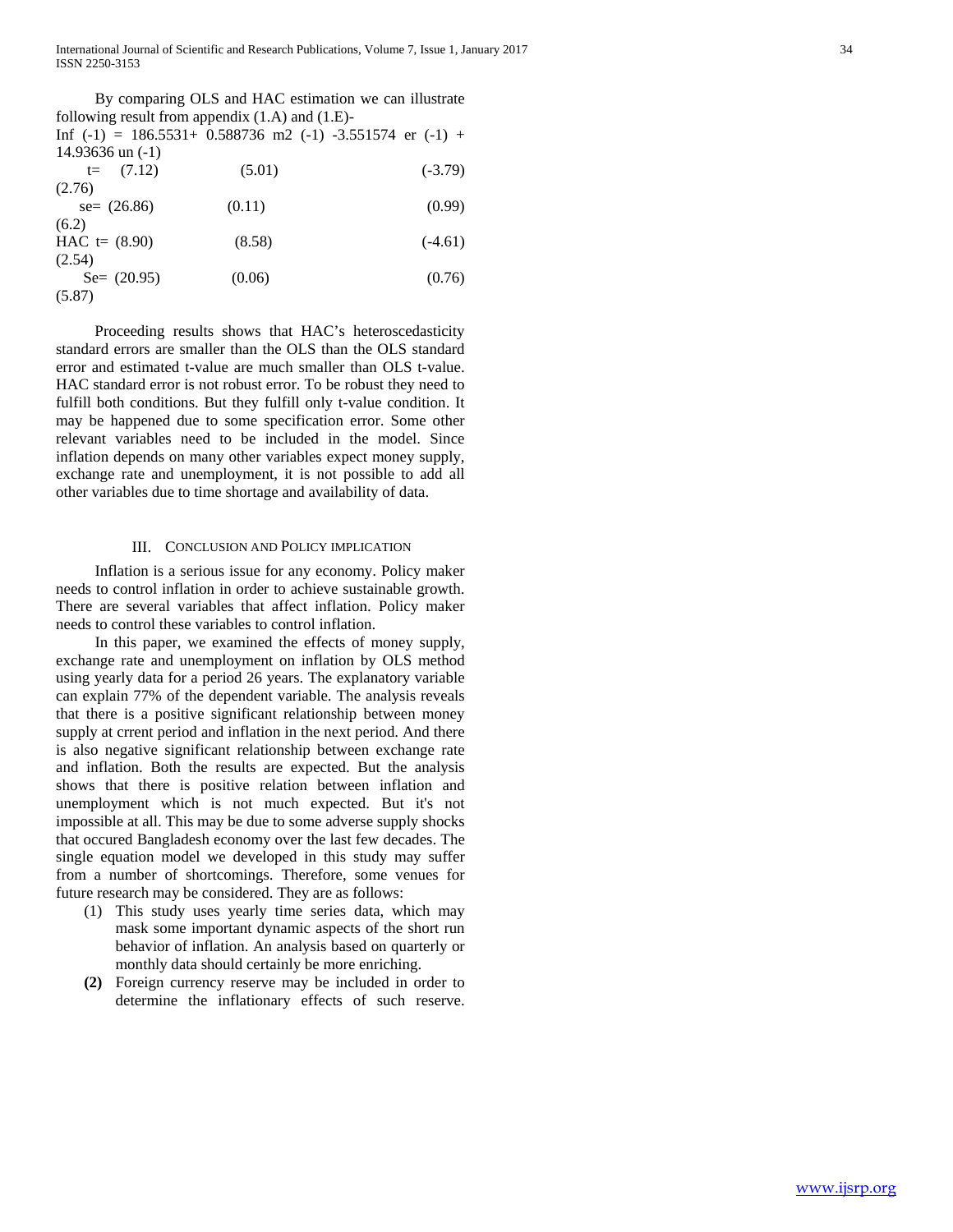By comparing OLS and HAC estimation we can illustrate following result from appendix (1.A) and (1.E)-

Inf (-1) = 186.5531+ 0.588736 m2 (-1) -3.551574 er (-1) + 14.93636 un (-1)

|  |  |  |  |  |
|---|---|---|---|---|
| t= | (7.12) | (5.01) | (-3.79) | (2.76) |
| se= | (26.86) | (0.11) | (0.99) | (6.2) |
| HAC t= | (8.90) | (8.58) | (-4.61) | (2.54) |
| Se= | (20.95) | (0.06) | (0.76) | (5.87) |

Proceeding results shows that HAC's heteroscedasticity standard errors are smaller than the OLS than the OLS standard error and estimated t-value are much smaller than OLS t-value. HAC standard error is not robust error. To be robust they need to fulfill both conditions. But they fulfill only t-value condition. It may be happened due to some specification error. Some other relevant variables need to be included in the model. Since inflation depends on many other variables expect money supply, exchange rate and unemployment, it is not possible to add all other variables due to time shortage and availability of data.

## III. Conclusion and Policy implication

Inflation is a serious issue for any economy. Policy maker needs to control inflation in order to achieve sustainable growth. There are several variables that affect inflation. Policy maker needs to control these variables to control inflation.

In this paper, we examined the effects of money supply, exchange rate and unemployment on inflation by OLS method using yearly data for a period 26 years. The explanatory variable can explain 77% of the dependent variable. The analysis reveals that there is a positive significant relationship between money supply at crrent period and inflation in the next period. And there is also negative significant relationship between exchange rate and inflation. Both the results are expected. But the analysis shows that there is positive relation between inflation and unemployment which is not much expected. But it's not impossible at all. This may be due to some adverse supply shocks that occured Bangladesh economy over the last few decades. The single equation model we developed in this study may suffer from a number of shortcomings. Therefore, some venues for future research may be considered. They are as follows:

(1) This study uses yearly time series data, which may mask some important dynamic aspects of the short run behavior of inflation. An analysis based on quarterly or monthly data should certainly be more enriching.

**(2)** Foreign currency reserve may be included in order to determine the inflationary effects of such reserve.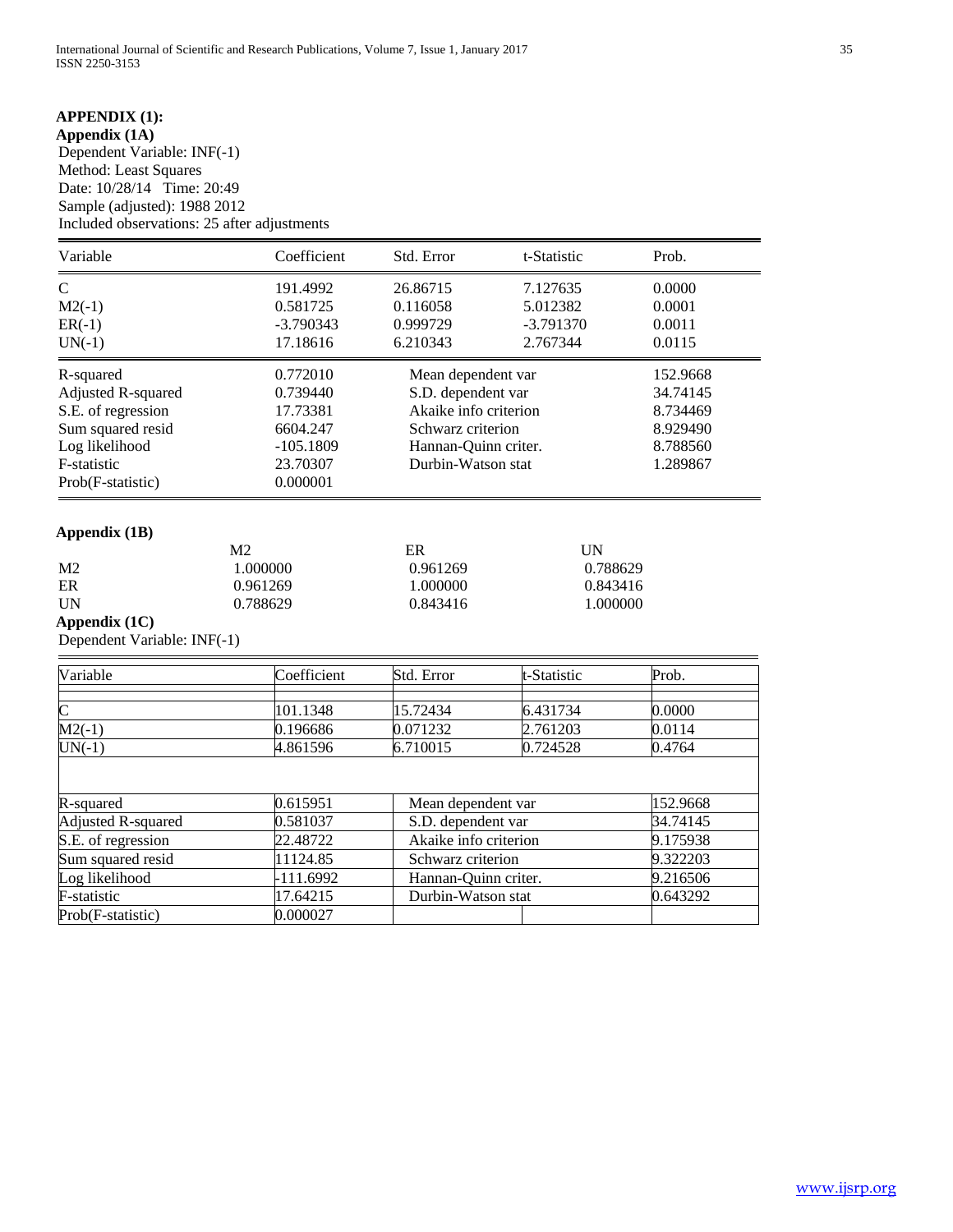## APPENDIX (1):

### Appendix (1A)

Dependent Variable: INF(-1)
Method: Least Squares
Date: 10/28/14 Time: 20:49
Sample (adjusted): 1988 2012
Included observations: 25 after adjustments

| Variable | Coefficient | Std. Error | t-Statistic | Prob. |
|---|---|---|---|---|
| C | 191.4992 | 26.86715 | 7.127635 | 0.0000 |
| M2(-1) | 0.581725 | 0.116058 | 5.012382 | 0.0001 |
| ER(-1) | -3.790343 | 0.999729 | -3.791370 | 0.0011 |
| UN(-1) | 17.18616 | 6.210343 | 2.767344 | 0.0115 |
| R-squared | 0.772010 | Mean dependent var | | 152.9668 |
| Adjusted R-squared | 0.739440 | S.D. dependent var | | 34.74145 |
| S.E. of regression | 17.73381 | Akaike info criterion | | 8.734469 |
| Sum squared resid | 6604.247 | Schwarz criterion | | 8.929490 |
| Log likelihood | -105.1809 | Hannan-Quinn criter. | | 8.788560 |
| F-statistic | 23.70307 | Durbin-Watson stat | | 1.289867 |
| Prob(F-statistic) | 0.000001 | | | |

### Appendix (1B)

| | M2 | ER | UN |
|---|---|---|---|
| M2 | 1.000000 | 0.961269 | 0.788629 |
| ER | 0.961269 | 1.000000 | 0.843416 |
| UN | 0.788629 | 0.843416 | 1.000000 |

### Appendix (1C)

Dependent Variable: INF(-1)

| Variable | Coefficient | Std. Error | t-Statistic | Prob. |
|---|---|---|---|---|
| C | 101.1348 | 15.72434 | 6.431734 | 0.0000 |
| M2(-1) | 0.196686 | 0.071232 | 2.761203 | 0.0114 |
| UN(-1) | 4.861596 | 6.710015 | 0.724528 | 0.4764 |
| R-squared | 0.615951 | Mean dependent var | | 152.9668 |
| Adjusted R-squared | 0.581037 | S.D. dependent var | | 34.74145 |
| S.E. of regression | 22.48722 | Akaike info criterion | | 9.175938 |
| Sum squared resid | 11124.85 | Schwarz criterion | | 9.322203 |
| Log likelihood | -111.6992 | Hannan-Quinn criter. | | 9.216506 |
| F-statistic | 17.64215 | Durbin-Watson stat | | 0.643292 |
| Prob(F-statistic) | 0.000027 | | | |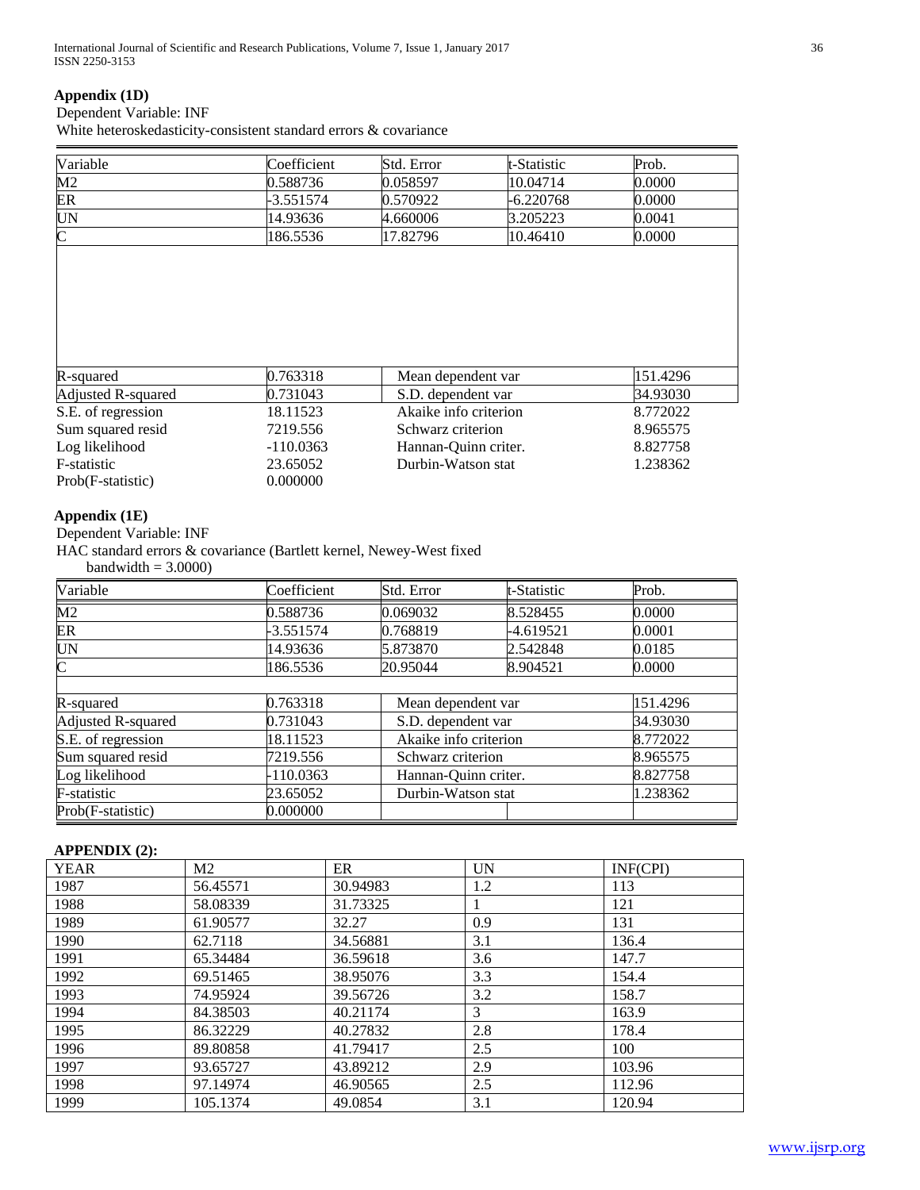### Appendix (1D)

Dependent Variable: INF

White heteroskedasticity-consistent standard errors & covariance

| Variable | Coefficient | Std. Error | t-Statistic | Prob. |
|---|---|---|---|---|
| M2 | 0.588736 | 0.058597 | 10.04714 | 0.0000 |
| ER | -3.551574 | 0.570922 | -6.220768 | 0.0000 |
| UN | 14.93636 | 4.660006 | 3.205223 | 0.0041 |
| C | 186.5536 | 17.82796 | 10.46410 | 0.0000 |

| | | | |
|---|---|---|---|
| R-squared | 0.763318 | Mean dependent var | 151.4296 |
| Adjusted R-squared | 0.731043 | S.D. dependent var | 34.93030 |
| S.E. of regression | 18.11523 | Akaike info criterion | 8.772022 |
| Sum squared resid | 7219.556 | Schwarz criterion | 8.965575 |
| Log likelihood | -110.0363 | Hannan-Quinn criter. | 8.827758 |
| F-statistic | 23.65052 | Durbin-Watson stat | 1.238362 |
| Prob(F-statistic) | 0.000000 | | |

### Appendix (1E)

Dependent Variable: INF

HAC standard errors & covariance (Bartlett kernel, Newey-West fixed bandwidth = 3.0000)

| Variable | Coefficient | Std. Error | t-Statistic | Prob. |
|---|---|---|---|---|
| M2 | 0.588736 | 0.069032 | 8.528455 | 0.0000 |
| ER | -3.551574 | 0.768819 | -4.619521 | 0.0001 |
| UN | 14.93636 | 5.873870 | 2.542848 | 0.0185 |
| C | 186.5536 | 20.95044 | 8.904521 | 0.0000 |

| | | | |
|---|---|---|---|
| R-squared | 0.763318 | Mean dependent var | 151.4296 |
| Adjusted R-squared | 0.731043 | S.D. dependent var | 34.93030 |
| S.E. of regression | 18.11523 | Akaike info criterion | 8.772022 |
| Sum squared resid | 7219.556 | Schwarz criterion | 8.965575 |
| Log likelihood | -110.0363 | Hannan-Quinn criter. | 8.827758 |
| F-statistic | 23.65052 | Durbin-Watson stat | 1.238362 |
| Prob(F-statistic) | 0.000000 | | |

### APPENDIX (2):

| YEAR | M2 | ER | UN | INF(CPI) |
|---|---|---|---|---|
| 1987 | 56.45571 | 30.94983 | 1.2 | 113 |
| 1988 | 58.08339 | 31.73325 | 1 | 121 |
| 1989 | 61.90577 | 32.27 | 0.9 | 131 |
| 1990 | 62.7118 | 34.56881 | 3.1 | 136.4 |
| 1991 | 65.34484 | 36.59618 | 3.6 | 147.7 |
| 1992 | 69.51465 | 38.95076 | 3.3 | 154.4 |
| 1993 | 74.95924 | 39.56726 | 3.2 | 158.7 |
| 1994 | 84.38503 | 40.21174 | 3 | 163.9 |
| 1995 | 86.32229 | 40.27832 | 2.8 | 178.4 |
| 1996 | 89.80858 | 41.79417 | 2.5 | 100 |
| 1997 | 93.65727 | 43.89212 | 2.9 | 103.96 |
| 1998 | 97.14974 | 46.90565 | 2.5 | 112.96 |
| 1999 | 105.1374 | 49.0854 | 3.1 | 120.94 |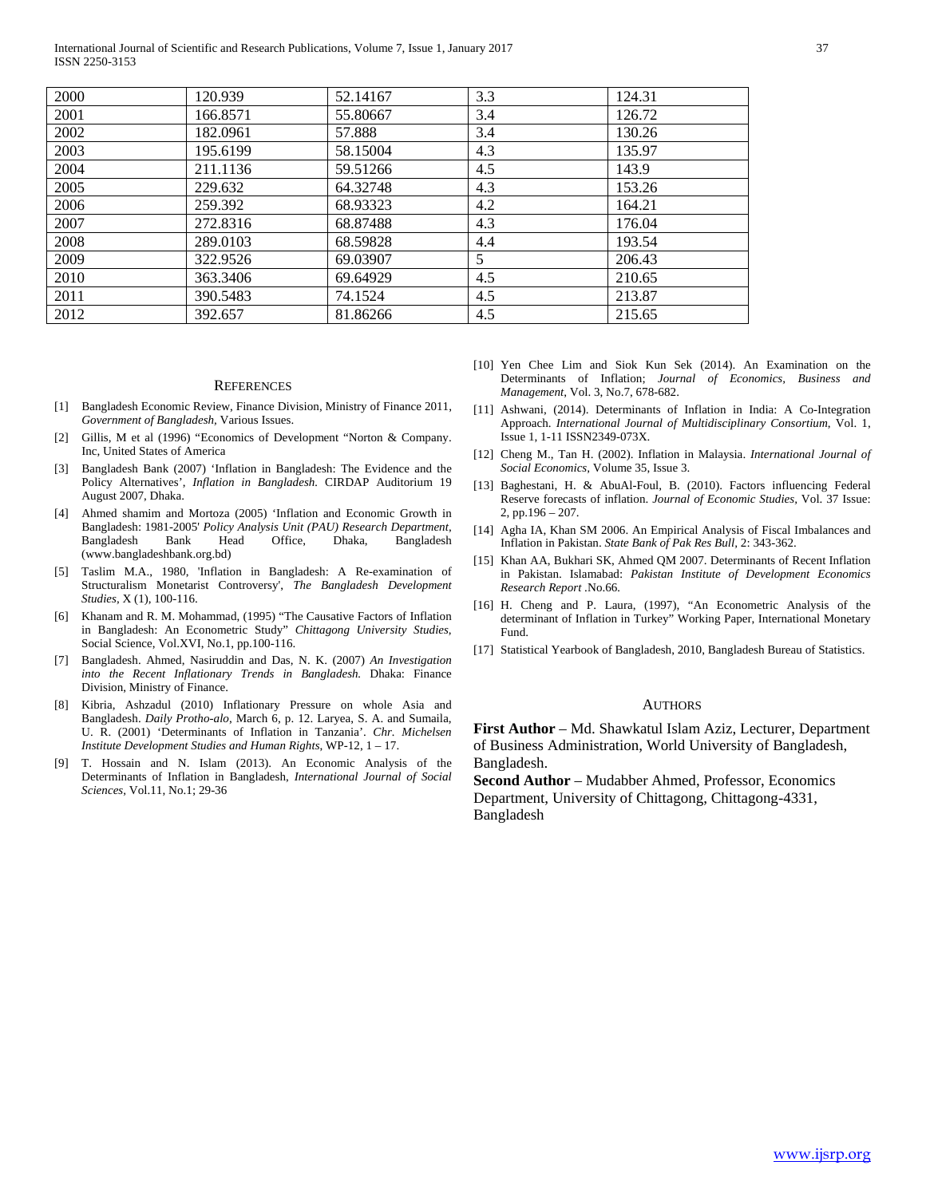| | | | | |
|---|---|---|---|---|
| 2000 | 120.939 | 52.14167 | 3.3 | 124.31 |
| 2001 | 166.8571 | 55.80667 | 3.4 | 126.72 |
| 2002 | 182.0961 | 57.888 | 3.4 | 130.26 |
| 2003 | 195.6199 | 58.15004 | 4.3 | 135.97 |
| 2004 | 211.1136 | 59.51266 | 4.5 | 143.9 |
| 2005 | 229.632 | 64.32748 | 4.3 | 153.26 |
| 2006 | 259.392 | 68.93323 | 4.2 | 164.21 |
| 2007 | 272.8316 | 68.87488 | 4.3 | 176.04 |
| 2008 | 289.0103 | 68.59828 | 4.4 | 193.54 |
| 2009 | 322.9526 | 69.03907 | 5 | 206.43 |
| 2010 | 363.3406 | 69.64929 | 4.5 | 210.65 |
| 2011 | 390.5483 | 74.1524 | 4.5 | 213.87 |
| 2012 | 392.657 | 81.86266 | 4.5 | 215.65 |

## References

[1] Bangladesh Economic Review, Finance Division, Ministry of Finance 2011, *Government of Bangladesh*, Various Issues.

[2] Gillis, M et al (1996) "Economics of Development "Norton & Company. Inc, United States of America

[3] Bangladesh Bank (2007) 'Inflation in Bangladesh: The Evidence and the Policy Alternatives', *Inflation in Bangladesh.* CIRDAP Auditorium 19 August 2007, Dhaka.

[4] Ahmed shamim and Mortoza (2005) 'Inflation and Economic Growth in Bangladesh: 1981-2005' *Policy Analysis Unit (PAU) Research Department*, Bangladesh Bank Head Office, Dhaka, Bangladesh (www.bangladeshbank.org.bd)

[5] Taslim M.A., 1980, 'Inflation in Bangladesh: A Re-examination of Structuralism Monetarist Controversy', *The Bangladesh Development Studies*, X (1), 100-116.

[6] Khanam and R. M. Mohammad, (1995) "The Causative Factors of Inflation in Bangladesh: An Econometric Study" *Chittagong University Studies*, Social Science, Vol.XVI, No.1, pp.100-116.

[7] Bangladesh. Ahmed, Nasiruddin and Das, N. K. (2007) *An Investigation into the Recent Inflationary Trends in Bangladesh.* Dhaka: Finance Division, Ministry of Finance.

[8] Kibria, Ashzadul (2010) Inflationary Pressure on whole Asia and Bangladesh. *Daily Protho-alo*, March 6, p. 12. Laryea, S. A. and Sumaila, U. R. (2001) 'Determinants of Inflation in Tanzania'. *Chr. Michelsen Institute Development Studies and Human Rights*, WP-12, 1 – 17.

[9] T. Hossain and N. Islam (2013). An Economic Analysis of the Determinants of Inflation in Bangladesh, *International Journal of Social Sciences*, Vol.11, No.1; 29-36

[10] Yen Chee Lim and Siok Kun Sek (2014). An Examination on the Determinants of Inflation; *Journal of Economics, Business and Management*, Vol. 3, No.7, 678-682.

[11] Ashwani, (2014). Determinants of Inflation in India: A Co-Integration Approach. *International Journal of Multidisciplinary Consortium*, Vol. 1, Issue 1, 1-11 ISSN2349-073X.

[12] Cheng M., Tan H. (2002). Inflation in Malaysia. *International Journal of Social Economics*, Volume 35, Issue 3.

[13] Baghestani, H. & AbuAl-Foul, B. (2010). Factors influencing Federal Reserve forecasts of inflation. *Journal of Economic Studies*, Vol. 37 Issue: 2, pp.196 – 207.

[14] Agha IA, Khan SM 2006. An Empirical Analysis of Fiscal Imbalances and Inflation in Pakistan. *State Bank of Pak Res Bull*, 2: 343-362.

[15] Khan AA, Bukhari SK, Ahmed QM 2007. Determinants of Recent Inflation in Pakistan. Islamabad: *Pakistan Institute of Development Economics Research Report* .No.66.

[16] H. Cheng and P. Laura, (1997), "An Econometric Analysis of the determinant of Inflation in Turkey" Working Paper, International Monetary Fund.

[17] Statistical Yearbook of Bangladesh, 2010, Bangladesh Bureau of Statistics.

## Authors

**First Author** – Md. Shawkatul Islam Aziz, Lecturer, Department of Business Administration, World University of Bangladesh, Bangladesh.

**Second Author** – Mudabber Ahmed, Professor, Economics Department, University of Chittagong, Chittagong-4331, Bangladesh